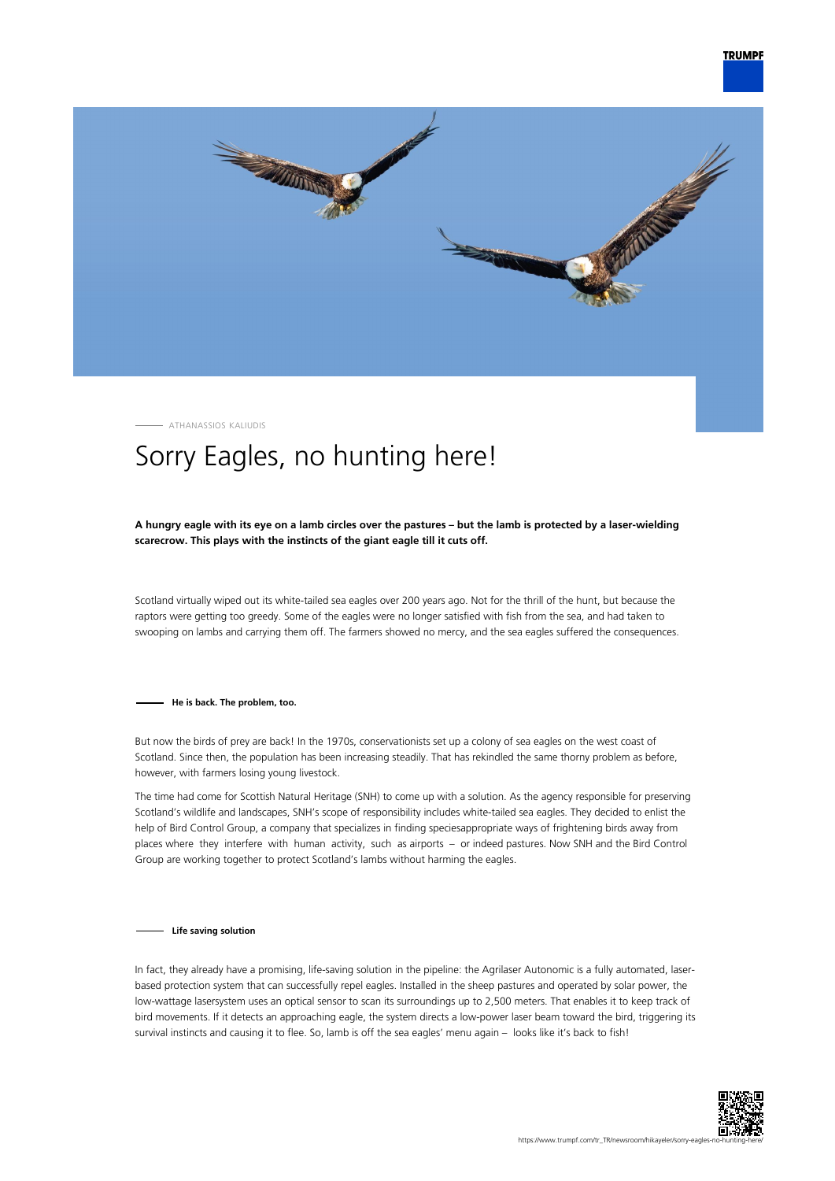ATHANASSIOS KALIUDIS

# Sorry Eagles, no hunting here!

**A hungry eagle with its eye on a lamb circles over the pastures – but the lamb is protected by a laser-wielding scarecrow. This plays with the instincts of the giant eagle till it cuts off.**

Scotland virtually wiped out its white-tailed sea eagles over 200 years ago. Not for the thrill of the hunt, but because the raptors were getting too greedy. Some of the eagles were no longer satisfied with fish from the sea, and had taken to swooping on lambs and carrying them off. The farmers showed no mercy, and the sea eagles suffered the consequences.

### He is back. The problem, too.

But now the birds of prey are back! In the 1970s, conservationists set up a colony of sea eagles on the west coast of Scotland. Since then, the population has been increasing steadily. That has rekindled the same thorny problem as before, however, with farmers losing young livestock.

The time had come for Scottish Natural Heritage (SNH) to come up with a solution. As the agency responsible for preserving Scotland's wildlife and landscapes, SNH's scope of responsibility includes white-tailed sea eagles. They decided to enlist the help of Bird Control Group, a company that specializes in finding speciesappropriate ways of frightening birds away from places where they interfere with human activity, such as airports – or indeed pastures. Now SNH and the Bird Control Group are working together to protect Scotland's lambs without harming the eagles.

### Life saving solution

In fact, they already have a promising, life-saving solution in the pipeline: the Agrilaser Autonomic is a fully automated, laser-based protection system that can successfully repel eagles. Installed in the sheep pastures and operated by solar power, the low-wattage lasersystem uses an optical sensor to scan its surroundings up to 2,500 meters. That enables it to keep track of bird movements. If it detects an approaching eagle, the system directs a low-power laser beam toward the bird, triggering its survival instincts and causing it to flee. So, lamb is off the sea eagles' menu again – looks like it's back to fish!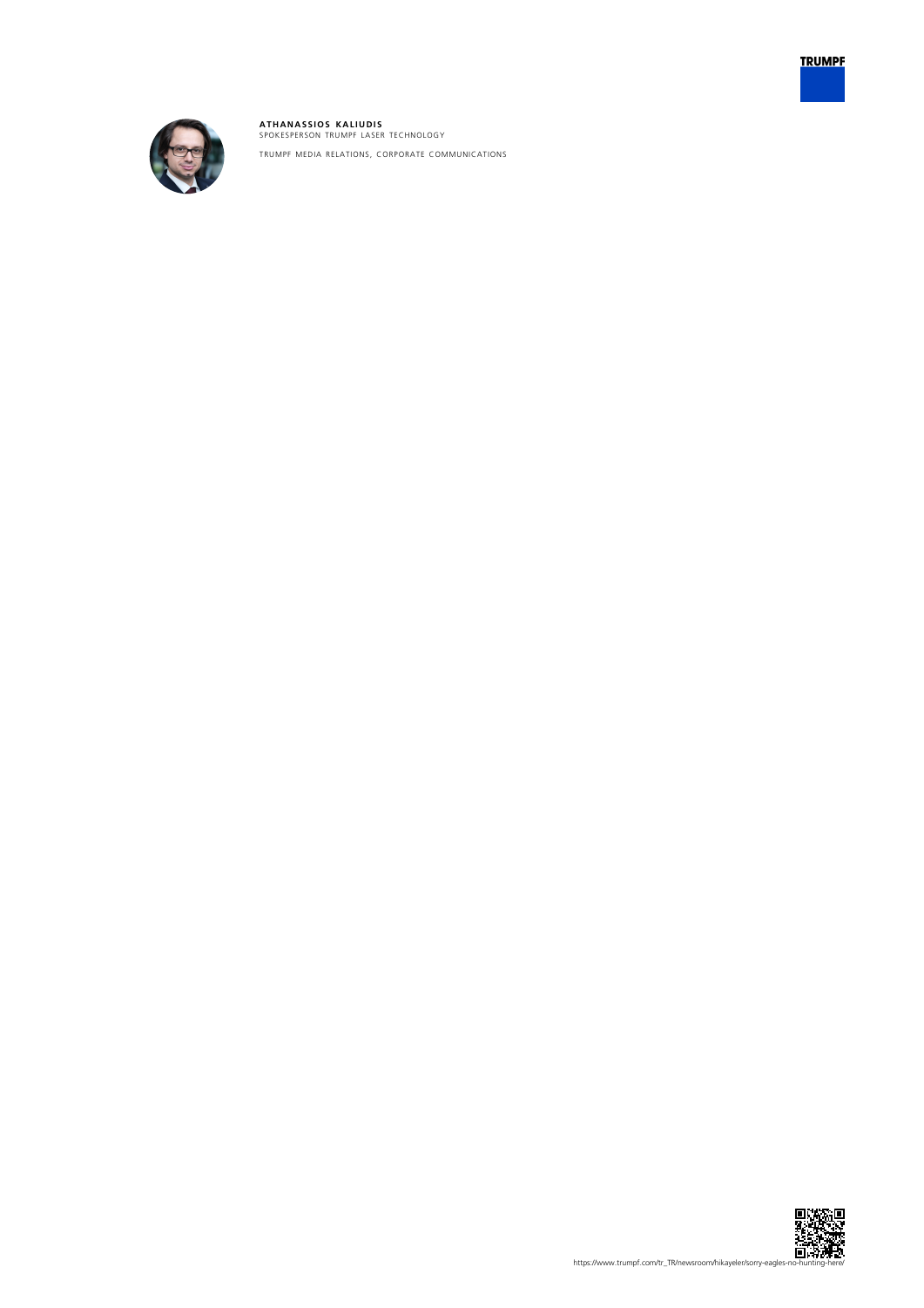**ATHANASSIOS KALIUDIS**
SPOKESPERSON TRUMPF LASER TECHNOLOGY

TRUMPF MEDIA RELATIONS, CORPORATE COMMUNICATIONS